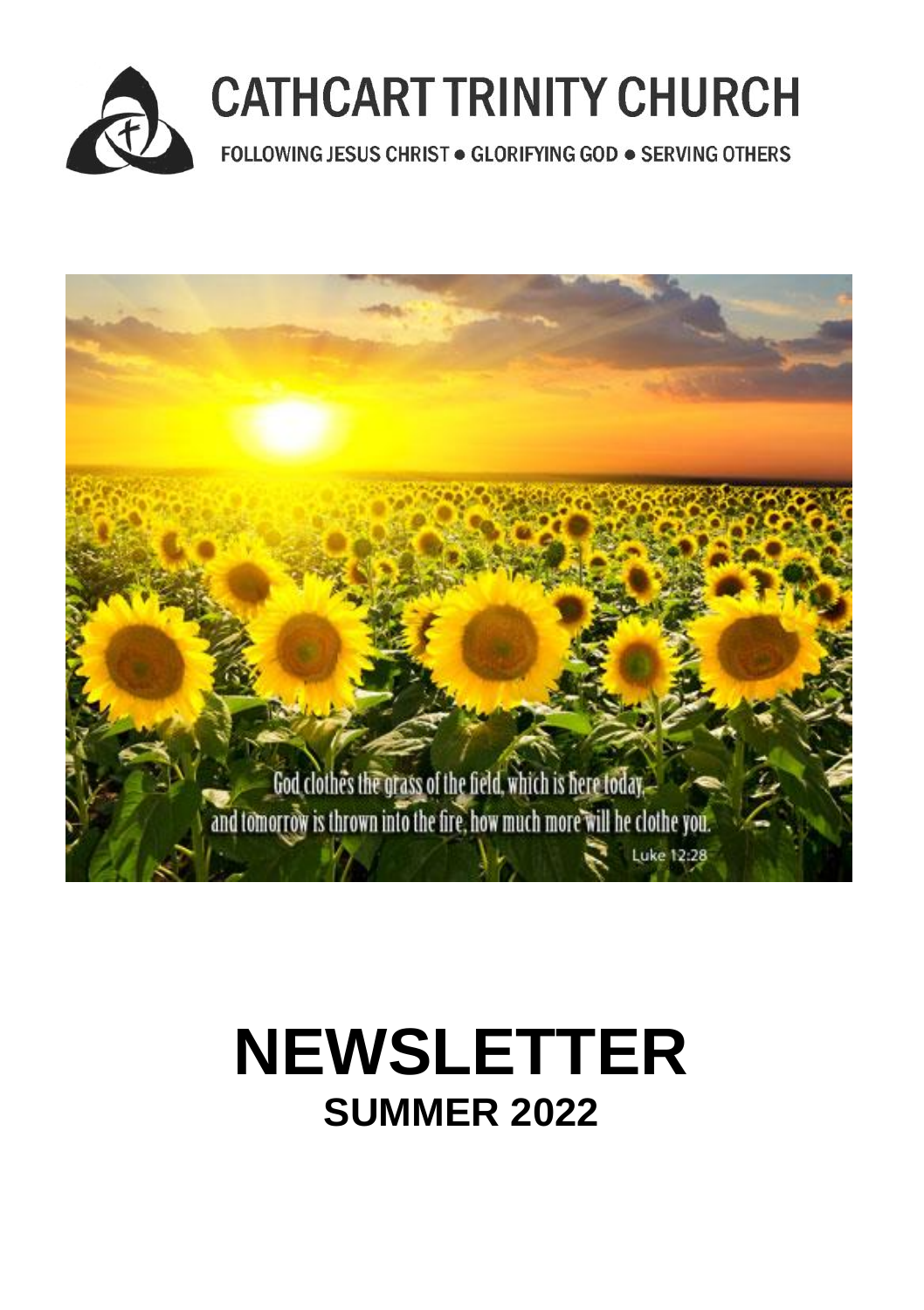# CATHCART TRINITY CHURCH

FOLLOWING JESUS CHRIST ● GLORIFYING GOD ● SERVING OTHERS

God clothes the grass of the field, which is here today, and tomorrow is thrown into the fire, how much more will he clothe you.

Luke 12:28

# NEWSLETTER

## SUMMER 2022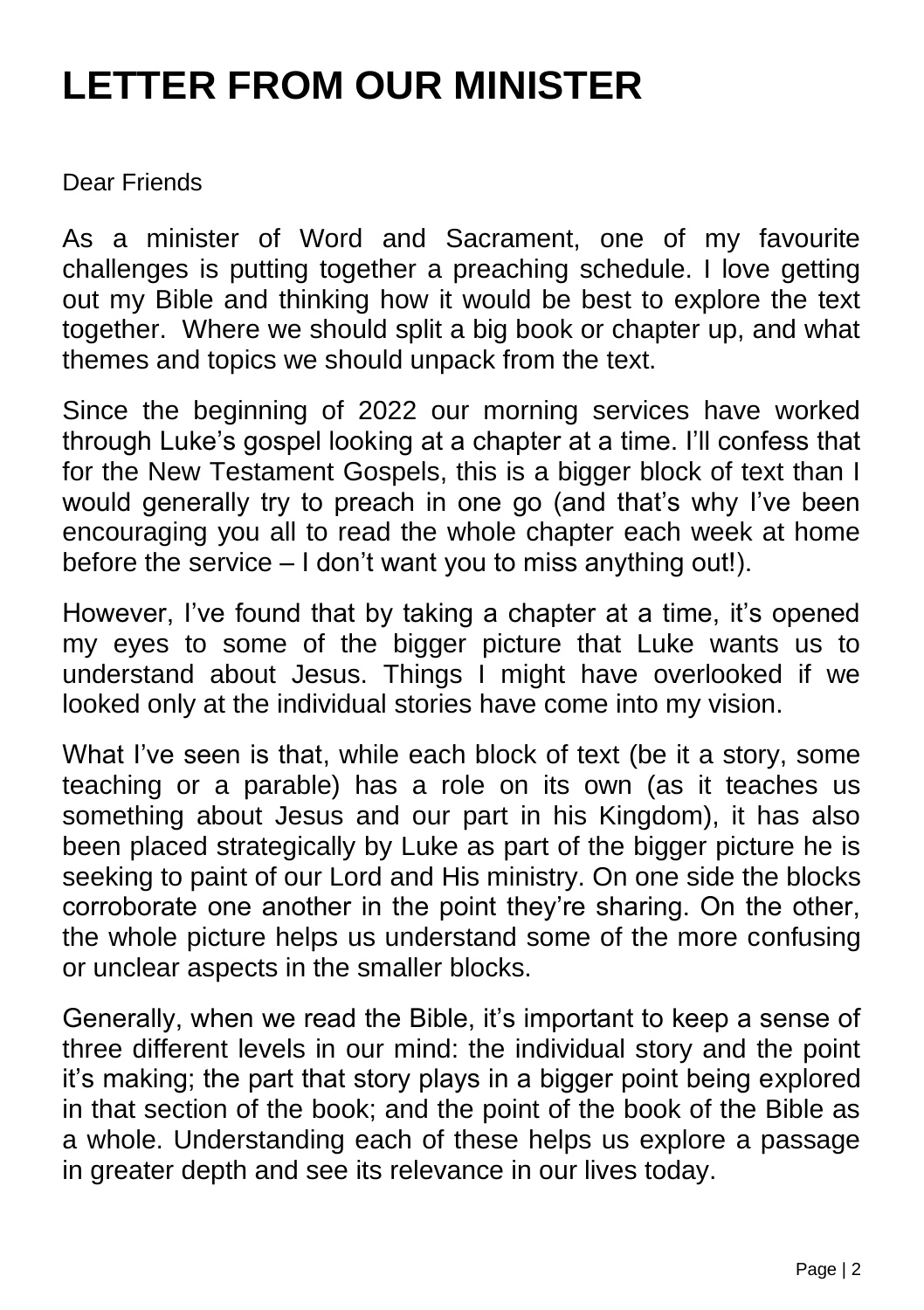# LETTER FROM OUR MINISTER

Dear Friends

As a minister of Word and Sacrament, one of my favourite challenges is putting together a preaching schedule. I love getting out my Bible and thinking how it would be best to explore the text together. Where we should split a big book or chapter up, and what themes and topics we should unpack from the text.

Since the beginning of 2022 our morning services have worked through Luke's gospel looking at a chapter at a time. I'll confess that for the New Testament Gospels, this is a bigger block of text than I would generally try to preach in one go (and that's why I've been encouraging you all to read the whole chapter each week at home before the service – I don't want you to miss anything out!).

However, I've found that by taking a chapter at a time, it's opened my eyes to some of the bigger picture that Luke wants us to understand about Jesus. Things I might have overlooked if we looked only at the individual stories have come into my vision.

What I've seen is that, while each block of text (be it a story, some teaching or a parable) has a role on its own (as it teaches us something about Jesus and our part in his Kingdom), it has also been placed strategically by Luke as part of the bigger picture he is seeking to paint of our Lord and His ministry. On one side the blocks corroborate one another in the point they're sharing. On the other, the whole picture helps us understand some of the more confusing or unclear aspects in the smaller blocks.

Generally, when we read the Bible, it's important to keep a sense of three different levels in our mind: the individual story and the point it's making; the part that story plays in a bigger point being explored in that section of the book; and the point of the book of the Bible as a whole. Understanding each of these helps us explore a passage in greater depth and see its relevance in our lives today.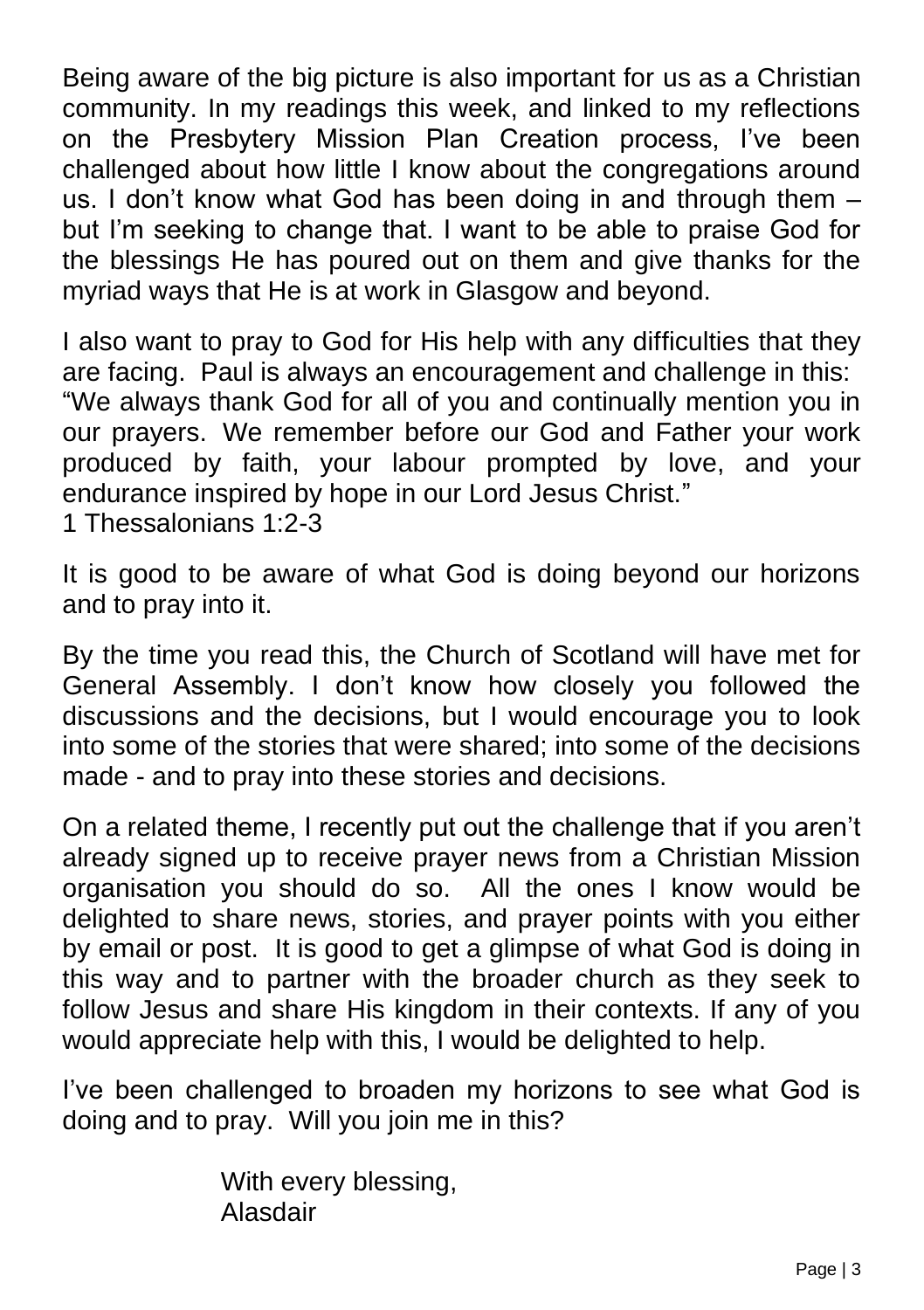Being aware of the big picture is also important for us as a Christian community. In my readings this week, and linked to my reflections on the Presbytery Mission Plan Creation process, I've been challenged about how little I know about the congregations around us. I don't know what God has been doing in and through them – but I'm seeking to change that. I want to be able to praise God for the blessings He has poured out on them and give thanks for the myriad ways that He is at work in Glasgow and beyond.

I also want to pray to God for His help with any difficulties that they are facing. Paul is always an encouragement and challenge in this: "We always thank God for all of you and continually mention you in our prayers. We remember before our God and Father your work produced by faith, your labour prompted by love, and your endurance inspired by hope in our Lord Jesus Christ."
1 Thessalonians 1:2-3

It is good to be aware of what God is doing beyond our horizons and to pray into it.

By the time you read this, the Church of Scotland will have met for General Assembly. I don't know how closely you followed the discussions and the decisions, but I would encourage you to look into some of the stories that were shared; into some of the decisions made - and to pray into these stories and decisions.

On a related theme, I recently put out the challenge that if you aren't already signed up to receive prayer news from a Christian Mission organisation you should do so. All the ones I know would be delighted to share news, stories, and prayer points with you either by email or post. It is good to get a glimpse of what God is doing in this way and to partner with the broader church as they seek to follow Jesus and share His kingdom in their contexts. If any of you would appreciate help with this, I would be delighted to help.

I've been challenged to broaden my horizons to see what God is doing and to pray. Will you join me in this?

With every blessing,
Alasdair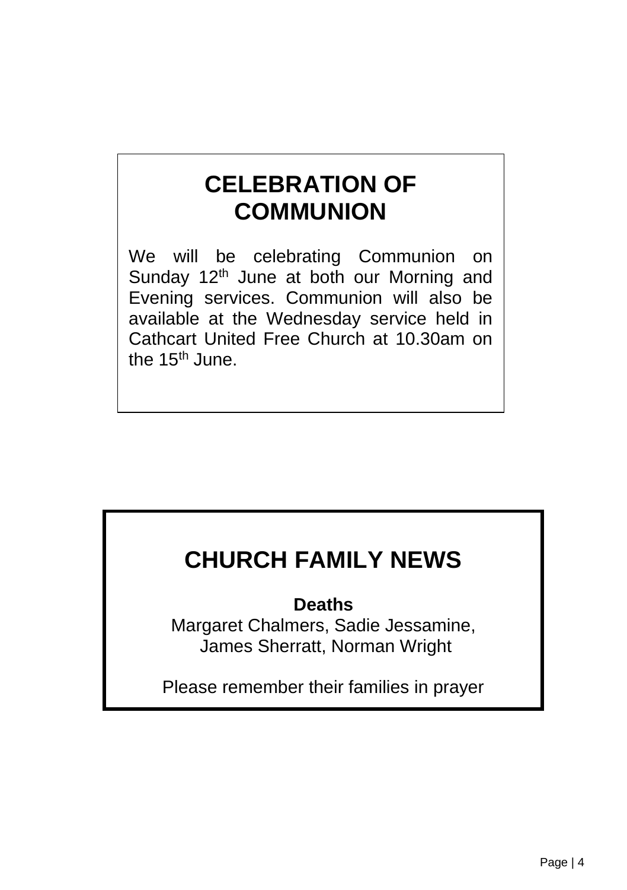# CELEBRATION OF COMMUNION

We will be celebrating Communion on Sunday 12th June at both our Morning and Evening services. Communion will also be available at the Wednesday service held in Cathcart United Free Church at 10.30am on the 15th June.

# CHURCH FAMILY NEWS

**Deaths**

Margaret Chalmers, Sadie Jessamine,
James Sherratt, Norman Wright

Please remember their families in prayer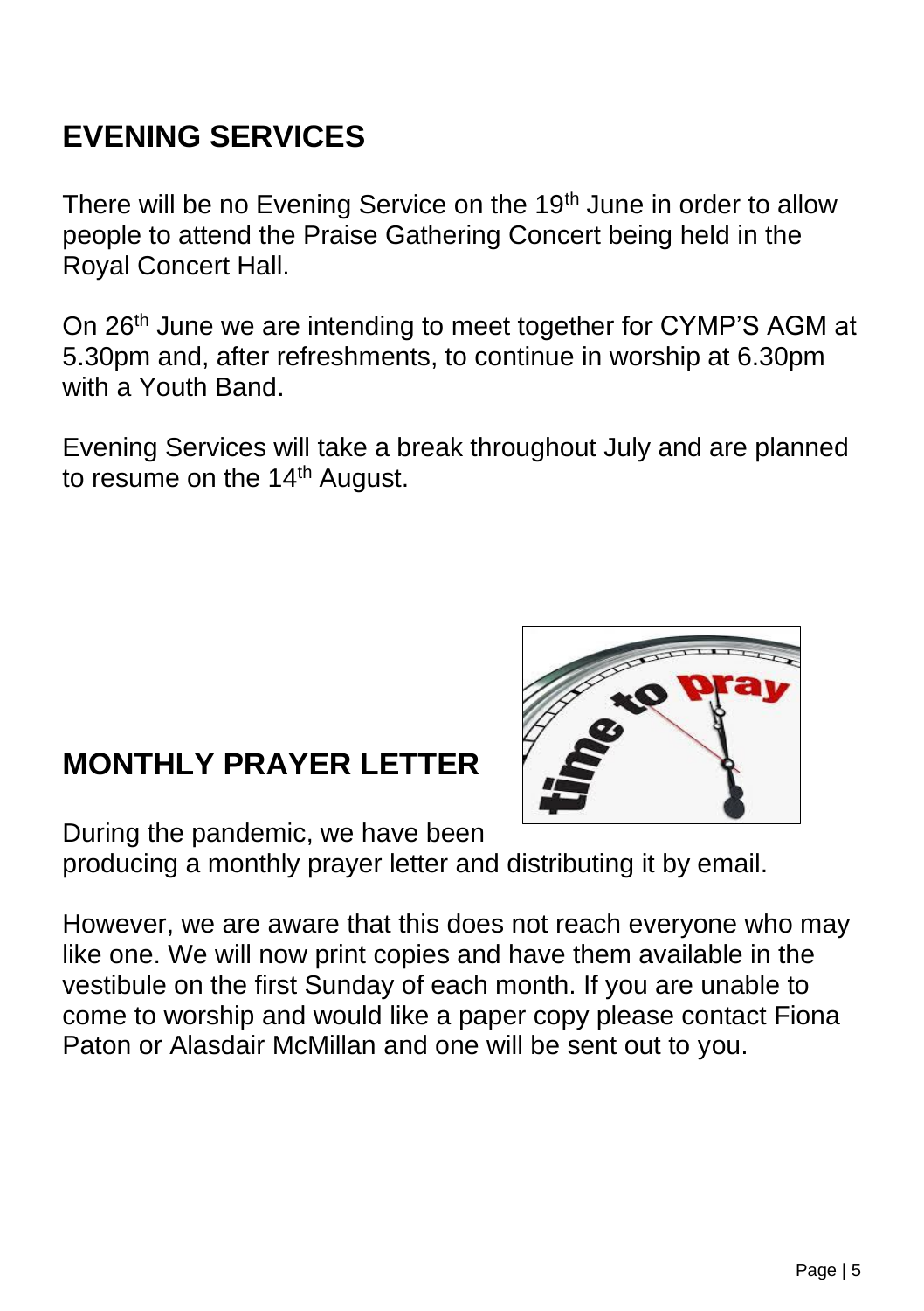## EVENING SERVICES

There will be no Evening Service on the 19th June in order to allow people to attend the Praise Gathering Concert being held in the Royal Concert Hall.

On 26th June we are intending to meet together for CYMP'S AGM at 5.30pm and, after refreshments, to continue in worship at 6.30pm with a Youth Band.

Evening Services will take a break throughout July and are planned to resume on the 14th August.

## MONTHLY PRAYER LETTER

During the pandemic, we have been producing a monthly prayer letter and distributing it by email.

However, we are aware that this does not reach everyone who may like one. We will now print copies and have them available in the vestibule on the first Sunday of each month. If you are unable to come to worship and would like a paper copy please contact Fiona Paton or Alasdair McMillan and one will be sent out to you.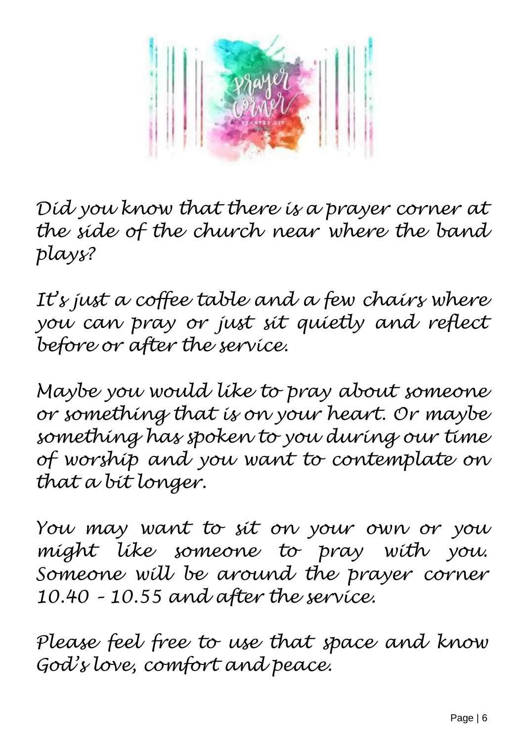*Did you know that there is a prayer corner at the side of the church near where the band plays?*

*It's just a coffee table and a few chairs where you can pray or just sit quietly and reflect before or after the service.*

*Maybe you would like to pray about someone or something that is on your heart. Or maybe something has spoken to you during our time of worship and you want to contemplate on that a bit longer.*

*You may want to sit on your own or you might like someone to pray with you. Someone will be around the prayer corner 10.40 – 10.55 and after the service.*

*Please feel free to use that space and know God's love, comfort and peace.*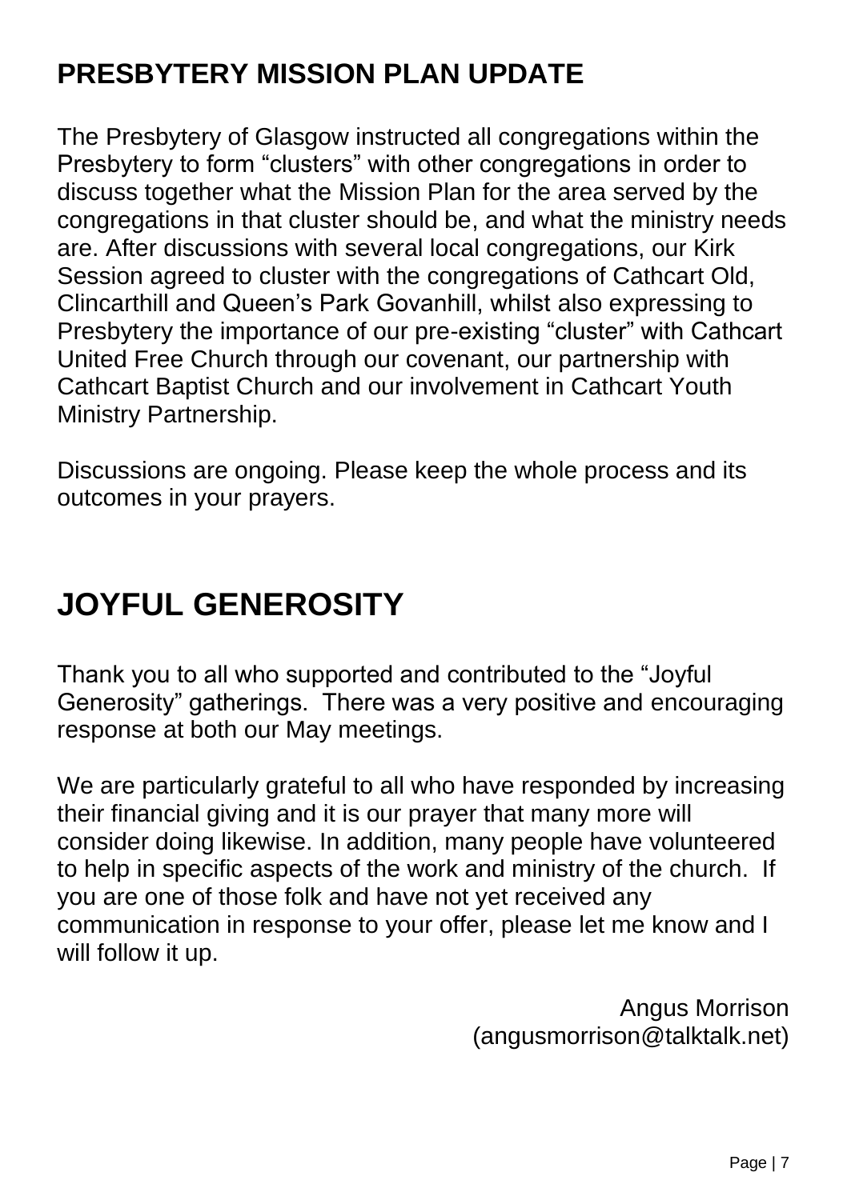## PRESBYTERY MISSION PLAN UPDATE

The Presbytery of Glasgow instructed all congregations within the Presbytery to form "clusters" with other congregations in order to discuss together what the Mission Plan for the area served by the congregations in that cluster should be, and what the ministry needs are. After discussions with several local congregations, our Kirk Session agreed to cluster with the congregations of Cathcart Old, Clincarthill and Queen's Park Govanhill, whilst also expressing to Presbytery the importance of our pre-existing "cluster" with Cathcart United Free Church through our covenant, our partnership with Cathcart Baptist Church and our involvement in Cathcart Youth Ministry Partnership.

Discussions are ongoing. Please keep the whole process and its outcomes in your prayers.

# JOYFUL GENEROSITY

Thank you to all who supported and contributed to the "Joyful Generosity" gatherings. There was a very positive and encouraging response at both our May meetings.

We are particularly grateful to all who have responded by increasing their financial giving and it is our prayer that many more will consider doing likewise. In addition, many people have volunteered to help in specific aspects of the work and ministry of the church. If you are one of those folk and have not yet received any communication in response to your offer, please let me know and I will follow it up.

Angus Morrison
(angusmorrison@talktalk.net)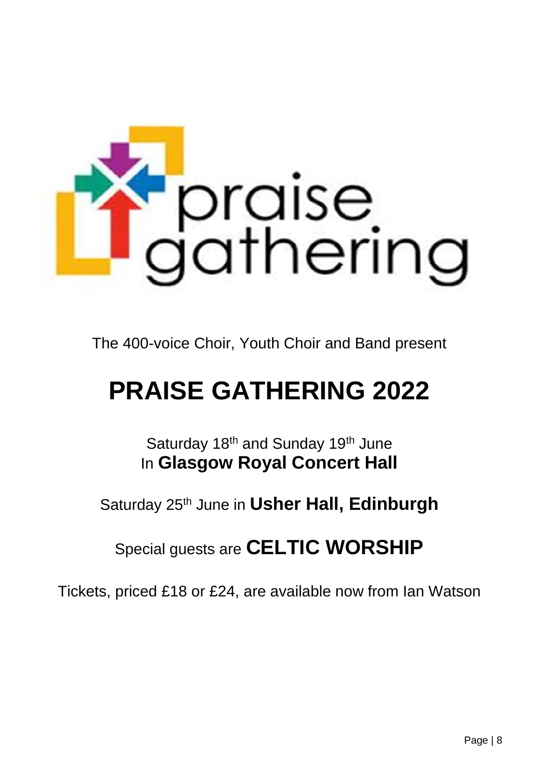praise gathering

The 400-voice Choir, Youth Choir and Band present

# PRAISE GATHERING 2022

Saturday 18th and Sunday 19th June
In **Glasgow Royal Concert Hall**

Saturday 25th June in **Usher Hall, Edinburgh**

Special guests are **CELTIC WORSHIP**

Tickets, priced £18 or £24, are available now from Ian Watson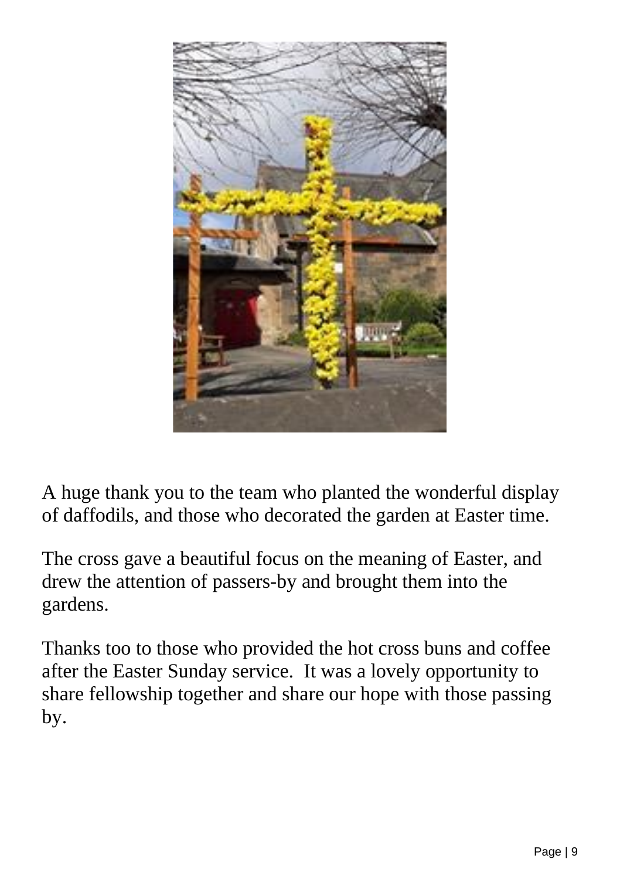A huge thank you to the team who planted the wonderful display of daffodils, and those who decorated the garden at Easter time.

The cross gave a beautiful focus on the meaning of Easter, and drew the attention of passers-by and brought them into the gardens.

Thanks too to those who provided the hot cross buns and coffee after the Easter Sunday service. It was a lovely opportunity to share fellowship together and share our hope with those passing by.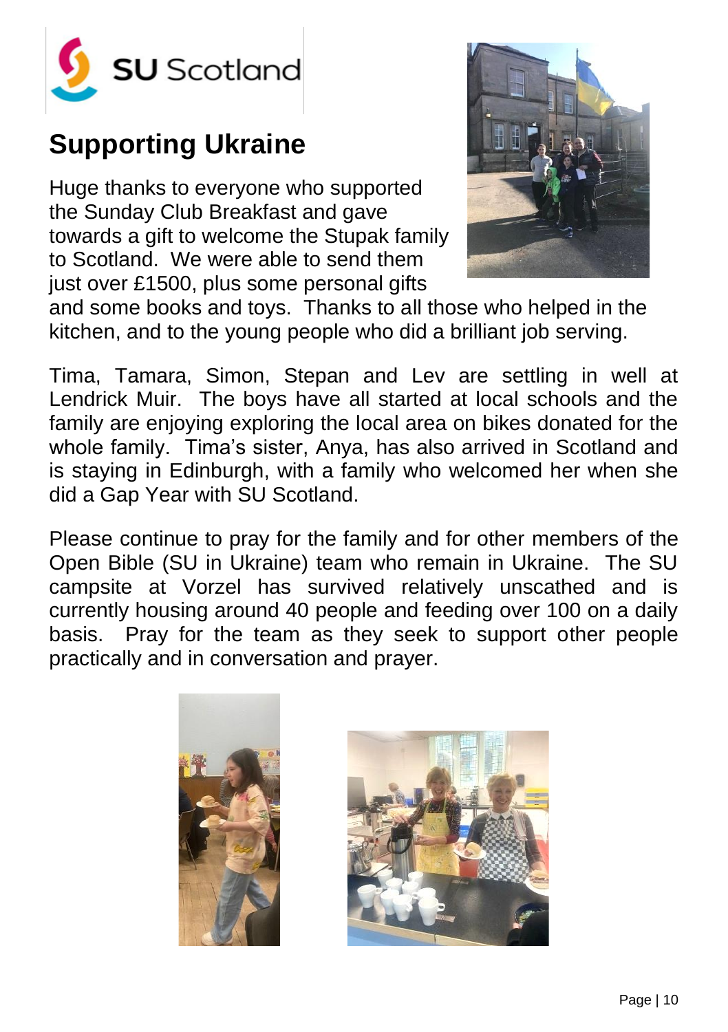SU Scotland

# Supporting Ukraine

Huge thanks to everyone who supported the Sunday Club Breakfast and gave towards a gift to welcome the Stupak family to Scotland. We were able to send them just over £1500, plus some personal gifts and some books and toys. Thanks to all those who helped in the kitchen, and to the young people who did a brilliant job serving.

Tima, Tamara, Simon, Stepan and Lev are settling in well at Lendrick Muir. The boys have all started at local schools and the family are enjoying exploring the local area on bikes donated for the whole family. Tima's sister, Anya, has also arrived in Scotland and is staying in Edinburgh, with a family who welcomed her when she did a Gap Year with SU Scotland.

Please continue to pray for the family and for other members of the Open Bible (SU in Ukraine) team who remain in Ukraine. The SU campsite at Vorzel has survived relatively unscathed and is currently housing around 40 people and feeding over 100 on a daily basis. Pray for the team as they seek to support other people practically and in conversation and prayer.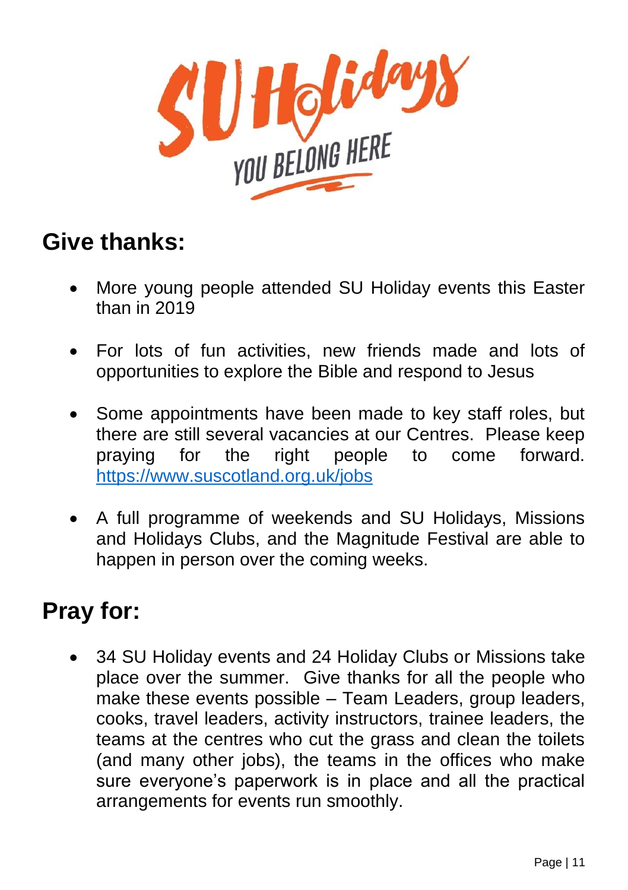SU Holidays

YOU BELONG HERE

## Give thanks:

- More young people attended SU Holiday events this Easter than in 2019
- For lots of fun activities, new friends made and lots of opportunities to explore the Bible and respond to Jesus
- Some appointments have been made to key staff roles, but there are still several vacancies at our Centres. Please keep praying for the right people to come forward. https://www.suscotland.org.uk/jobs
- A full programme of weekends and SU Holidays, Missions and Holidays Clubs, and the Magnitude Festival are able to happen in person over the coming weeks.

## Pray for:

- 34 SU Holiday events and 24 Holiday Clubs or Missions take place over the summer. Give thanks for all the people who make these events possible – Team Leaders, group leaders, cooks, travel leaders, activity instructors, trainee leaders, the teams at the centres who cut the grass and clean the toilets (and many other jobs), the teams in the offices who make sure everyone's paperwork is in place and all the practical arrangements for events run smoothly.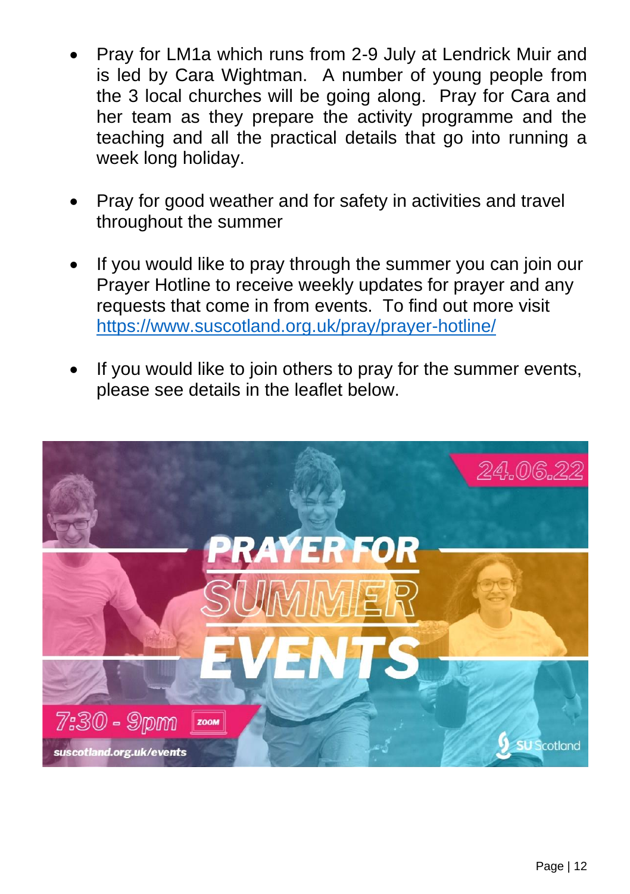- Pray for LM1a which runs from 2-9 July at Lendrick Muir and is led by Cara Wightman. A number of young people from the 3 local churches will be going along. Pray for Cara and her team as they prepare the activity programme and the teaching and all the practical details that go into running a week long holiday.

- Pray for good weather and for safety in activities and travel throughout the summer

- If you would like to pray through the summer you can join our Prayer Hotline to receive weekly updates for prayer and any requests that come in from events. To find out more visit [https://www.suscotland.org.uk/pray/prayer-hotline/](https://www.suscotland.org.uk/pray/prayer-hotline/)

- If you would like to join others to pray for the summer events, please see details in the leaflet below.

24.06.22

**PRAYER FOR SUMMER EVENTS**

7:30 - 9pm ZOOM

suscotland.org.uk/events

SU Scotland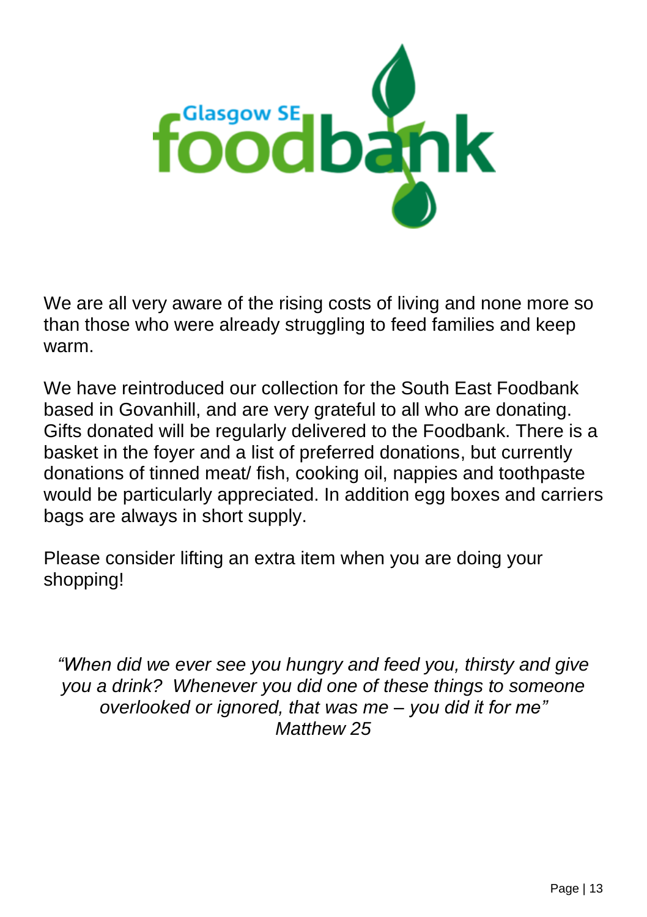Glasgow SE foodbank

We are all very aware of the rising costs of living and none more so than those who were already struggling to feed families and keep warm.

We have reintroduced our collection for the South East Foodbank based in Govanhill, and are very grateful to all who are donating. Gifts donated will be regularly delivered to the Foodbank. There is a basket in the foyer and a list of preferred donations, but currently donations of tinned meat/ fish, cooking oil, nappies and toothpaste would be particularly appreciated. In addition egg boxes and carriers bags are always in short supply.

Please consider lifting an extra item when you are doing your shopping!

*"When did we ever see you hungry and feed you, thirsty and give you a drink? Whenever you did one of these things to someone overlooked or ignored, that was me – you did it for me"*
*Matthew 25*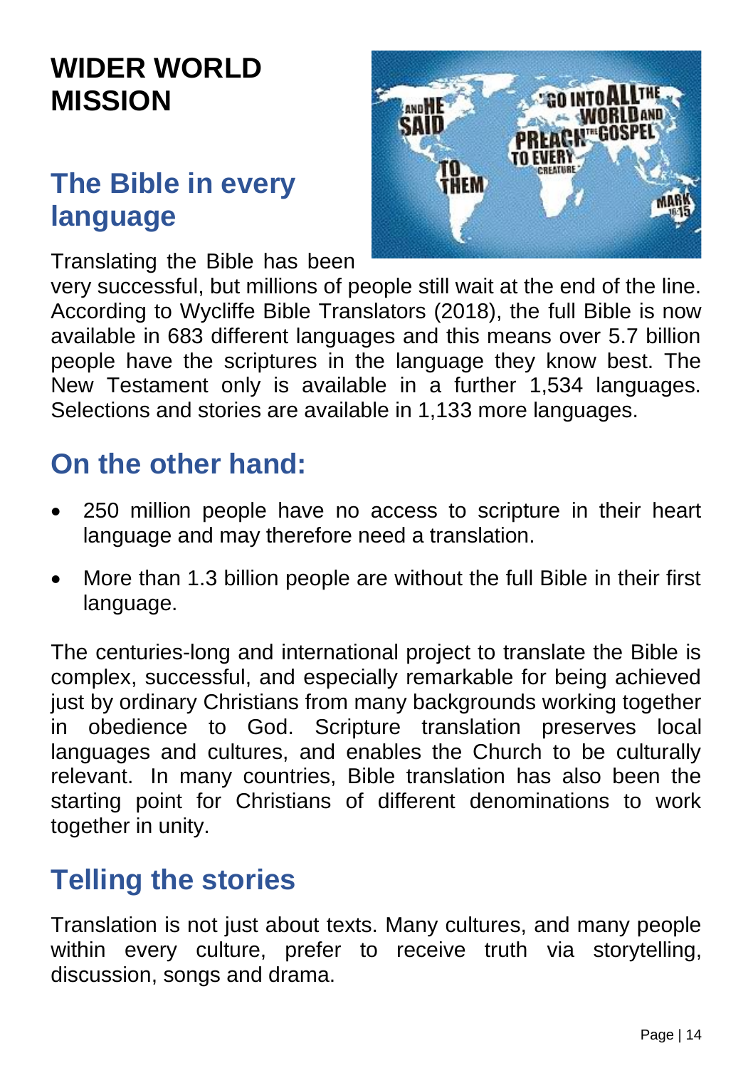# WIDER WORLD MISSION

## The Bible in every language

Translating the Bible has been very successful, but millions of people still wait at the end of the line. According to Wycliffe Bible Translators (2018), the full Bible is now available in 683 different languages and this means over 5.7 billion people have the scriptures in the language they know best. The New Testament only is available in a further 1,534 languages. Selections and stories are available in 1,133 more languages.

## On the other hand:

- 250 million people have no access to scripture in their heart language and may therefore need a translation.
- More than 1.3 billion people are without the full Bible in their first language.

The centuries-long and international project to translate the Bible is complex, successful, and especially remarkable for being achieved just by ordinary Christians from many backgrounds working together in obedience to God. Scripture translation preserves local languages and cultures, and enables the Church to be culturally relevant. In many countries, Bible translation has also been the starting point for Christians of different denominations to work together in unity.

## Telling the stories

Translation is not just about texts. Many cultures, and many people within every culture, prefer to receive truth via storytelling, discussion, songs and drama.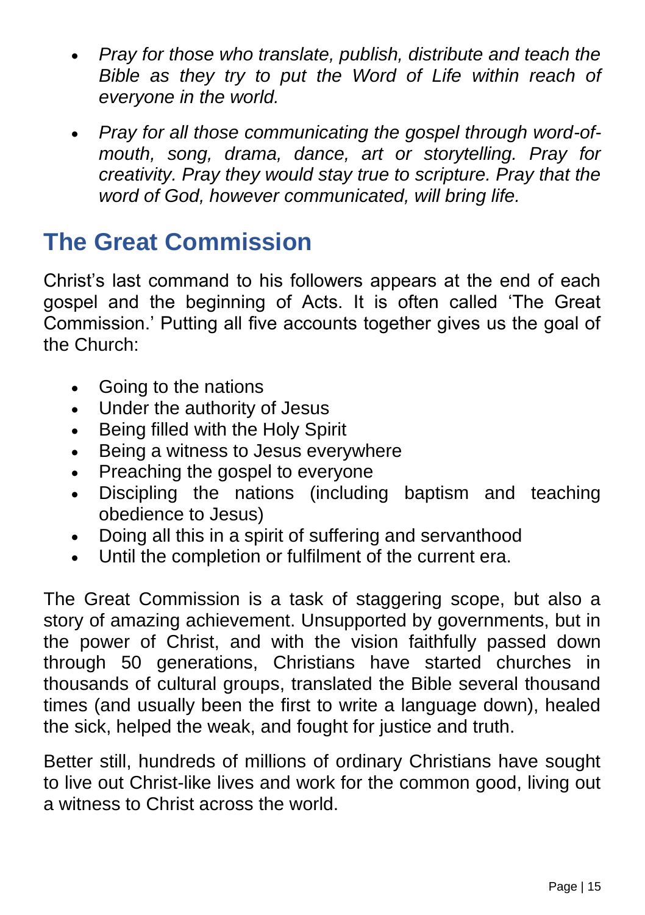- *Pray for those who translate, publish, distribute and teach the Bible as they try to put the Word of Life within reach of everyone in the world.*

- *Pray for all those communicating the gospel through word-of-mouth, song, drama, dance, art or storytelling. Pray for creativity. Pray they would stay true to scripture. Pray that the word of God, however communicated, will bring life.*

## The Great Commission

Christ's last command to his followers appears at the end of each gospel and the beginning of Acts. It is often called 'The Great Commission.' Putting all five accounts together gives us the goal of the Church:

- Going to the nations
- Under the authority of Jesus
- Being filled with the Holy Spirit
- Being a witness to Jesus everywhere
- Preaching the gospel to everyone
- Discipling the nations (including baptism and teaching obedience to Jesus)
- Doing all this in a spirit of suffering and servanthood
- Until the completion or fulfilment of the current era.

The Great Commission is a task of staggering scope, but also a story of amazing achievement. Unsupported by governments, but in the power of Christ, and with the vision faithfully passed down through 50 generations, Christians have started churches in thousands of cultural groups, translated the Bible several thousand times (and usually been the first to write a language down), healed the sick, helped the weak, and fought for justice and truth.

Better still, hundreds of millions of ordinary Christians have sought to live out Christ-like lives and work for the common good, living out a witness to Christ across the world.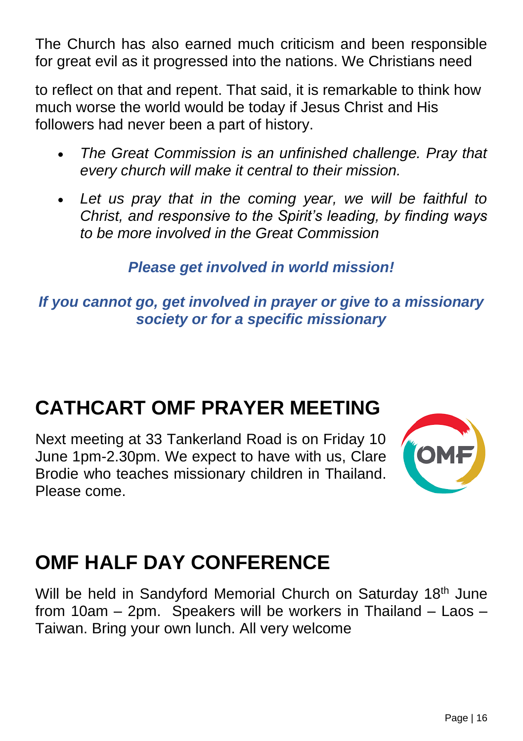The Church has also earned much criticism and been responsible for great evil as it progressed into the nations. We Christians need

to reflect on that and repent. That said, it is remarkable to think how much worse the world would be today if Jesus Christ and His followers had never been a part of history.

- *The Great Commission is an unfinished challenge. Pray that every church will make it central to their mission.*
- *Let us pray that in the coming year, we will be faithful to Christ, and responsive to the Spirit's leading, by finding ways to be more involved in the Great Commission*

***Please get involved in world mission!***

***If you cannot go, get involved in prayer or give to a missionary society or for a specific missionary***

# CATHCART OMF PRAYER MEETING

Next meeting at 33 Tankerland Road is on Friday 10 June 1pm-2.30pm. We expect to have with us, Clare Brodie who teaches missionary children in Thailand. Please come.

# OMF HALF DAY CONFERENCE

Will be held in Sandyford Memorial Church on Saturday 18th June from 10am – 2pm. Speakers will be workers in Thailand – Laos – Taiwan. Bring your own lunch. All very welcome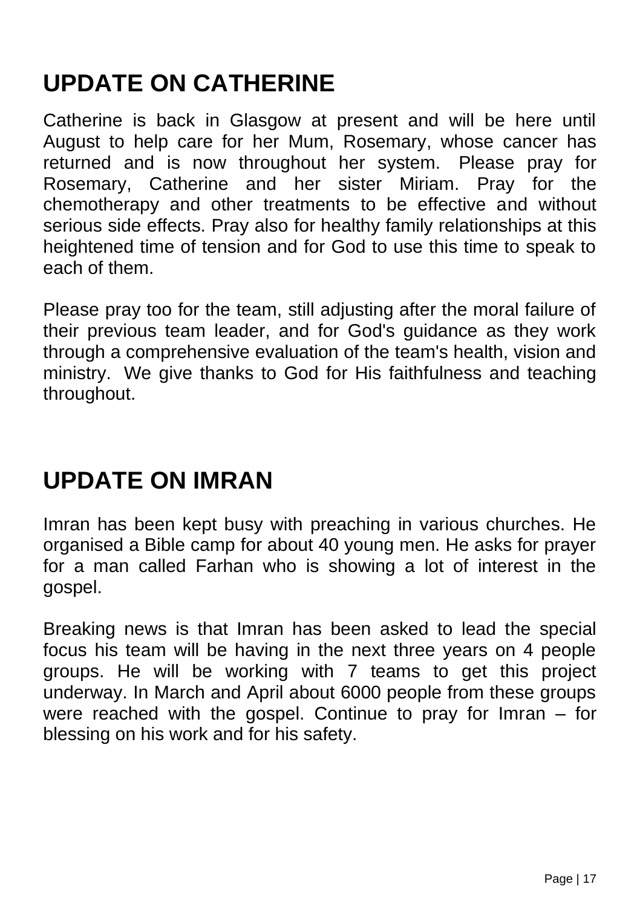# UPDATE ON CATHERINE

Catherine is back in Glasgow at present and will be here until August to help care for her Mum, Rosemary, whose cancer has returned and is now throughout her system. Please pray for Rosemary, Catherine and her sister Miriam. Pray for the chemotherapy and other treatments to be effective and without serious side effects. Pray also for healthy family relationships at this heightened time of tension and for God to use this time to speak to each of them.

Please pray too for the team, still adjusting after the moral failure of their previous team leader, and for God's guidance as they work through a comprehensive evaluation of the team's health, vision and ministry. We give thanks to God for His faithfulness and teaching throughout.

# UPDATE ON IMRAN

Imran has been kept busy with preaching in various churches. He organised a Bible camp for about 40 young men. He asks for prayer for a man called Farhan who is showing a lot of interest in the gospel.

Breaking news is that Imran has been asked to lead the special focus his team will be having in the next three years on 4 people groups. He will be working with 7 teams to get this project underway. In March and April about 6000 people from these groups were reached with the gospel. Continue to pray for Imran – for blessing on his work and for his safety.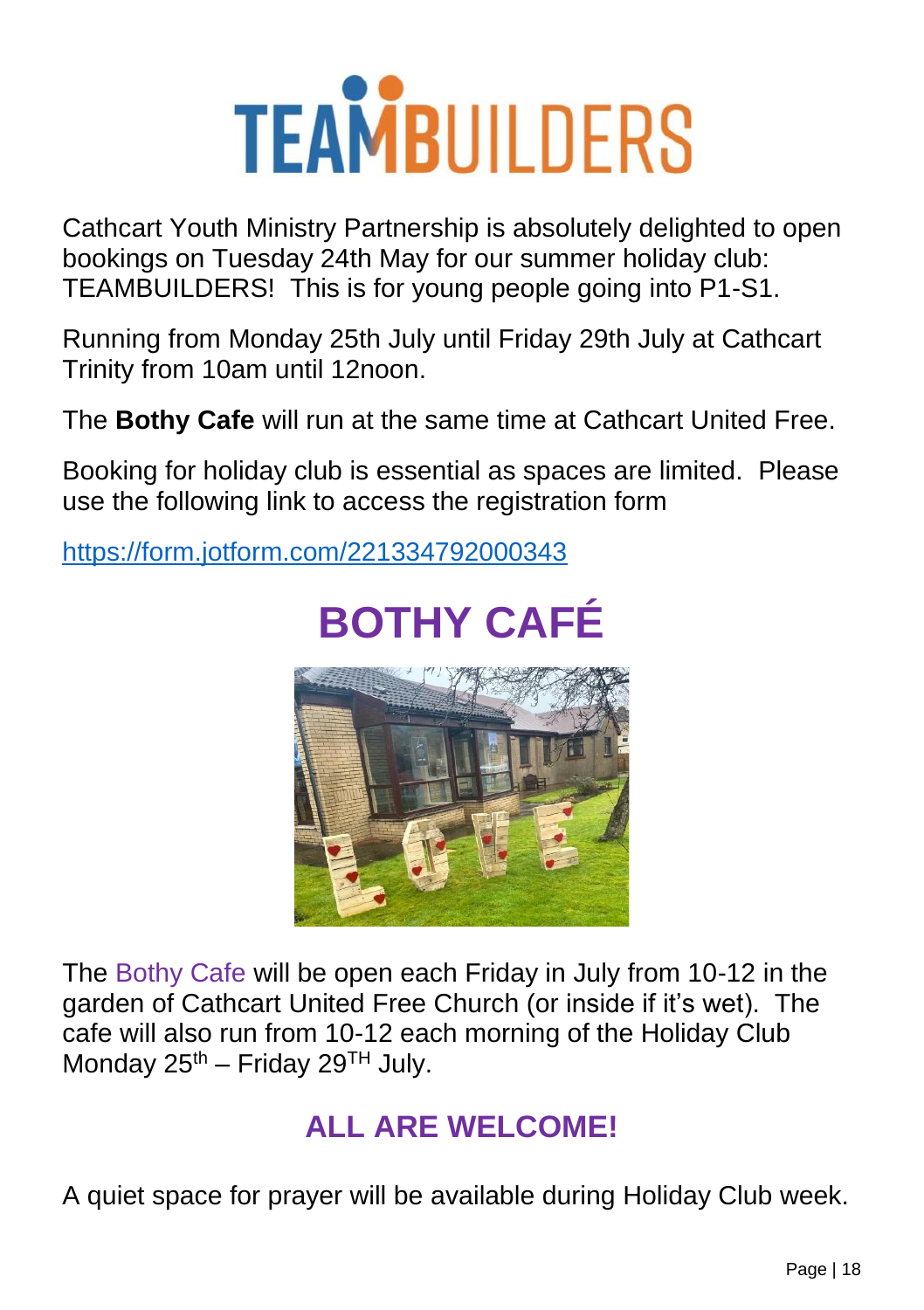# TEAMBUILDERS

Cathcart Youth Ministry Partnership is absolutely delighted to open bookings on Tuesday 24th May for our summer holiday club: TEAMBUILDERS! This is for young people going into P1-S1.

Running from Monday 25th July until Friday 29th July at Cathcart Trinity from 10am until 12noon.

The **Bothy Cafe** will run at the same time at Cathcart United Free.

Booking for holiday club is essential as spaces are limited. Please use the following link to access the registration form

https://form.jotform.com/221334792000343

# BOTHY CAFÉ

The Bothy Cafe will be open each Friday in July from 10-12 in the garden of Cathcart United Free Church (or inside if it's wet). The cafe will also run from 10-12 each morning of the Holiday Club Monday 25th – Friday 29TH July.

## ALL ARE WELCOME!

A quiet space for prayer will be available during Holiday Club week.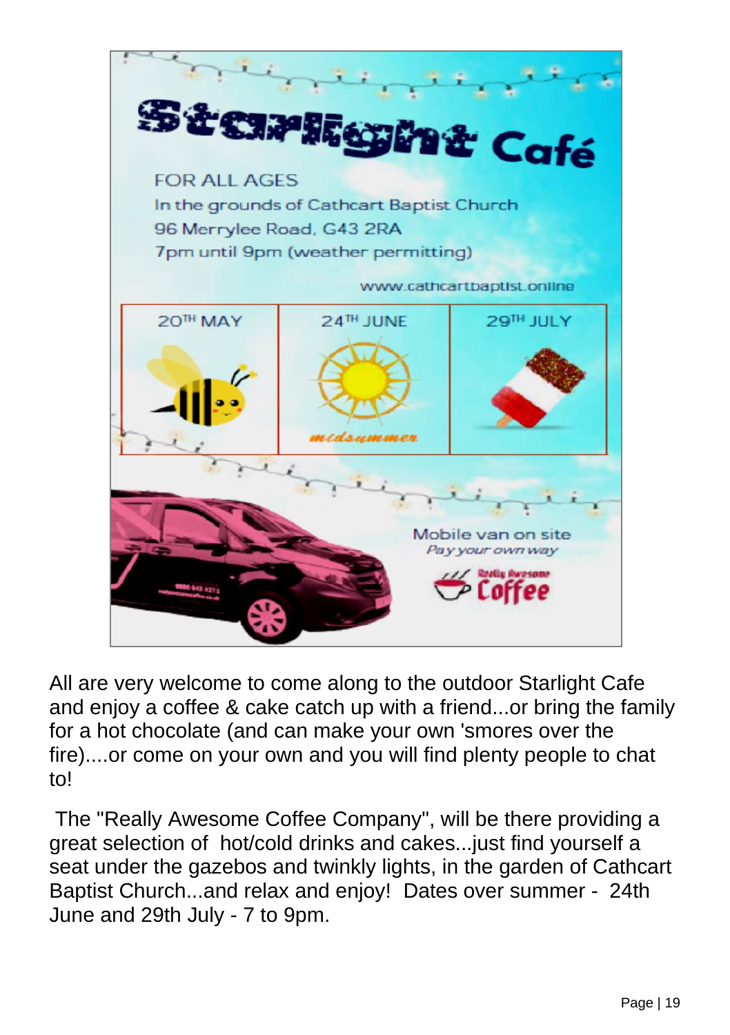# Starlight Café

FOR ALL AGES

In the grounds of Cathcart Baptist Church

96 Merrylee Road, G43 2RA

7pm until 9pm (weather permitting)

www.cathcartbaptist.online

| 20TH MAY | 24TH JUNE | 29TH JULY |
|---|---|---|
| | midsummer | |

Mobile van on site

*Pay your own way*

Really Awesome Coffee

All are very welcome to come along to the outdoor Starlight Cafe and enjoy a coffee & cake catch up with a friend...or bring the family for a hot chocolate (and can make your own 'smores over the fire)....or come on your own and you will find plenty people to chat to!

The "Really Awesome Coffee Company", will be there providing a great selection of hot/cold drinks and cakes...just find yourself a seat under the gazebos and twinkly lights, in the garden of Cathcart Baptist Church...and relax and enjoy! Dates over summer - 24th June and 29th July - 7 to 9pm.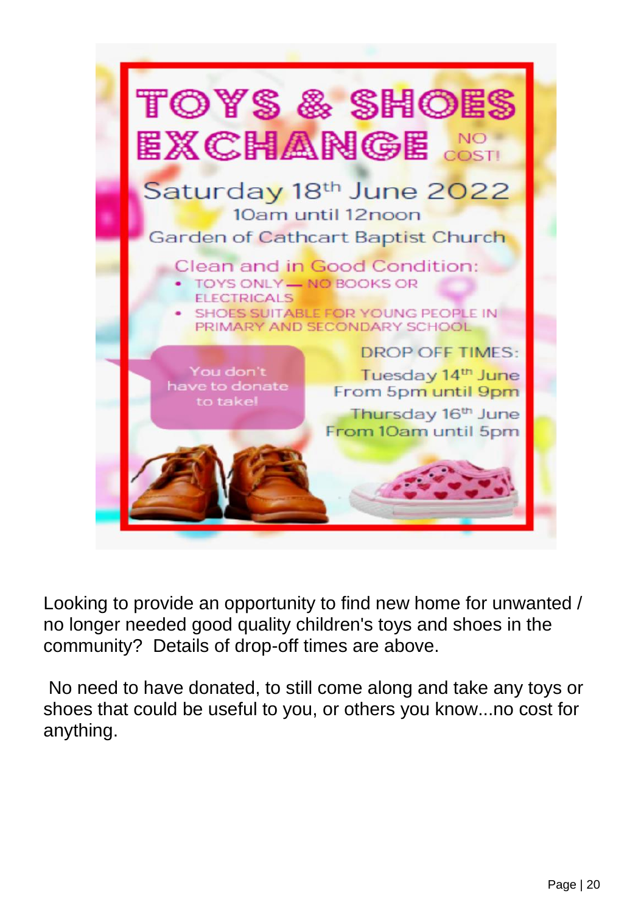# TOYS & SHOES EXCHANGE

NO COST!

## Saturday 18th June 2022

10am until 12noon

Garden of Cathcart Baptist Church

Clean and in Good Condition:

- TOYS ONLY — NO BOOKS OR ELECTRICALS
- SHOES SUITABLE FOR YOUNG PEOPLE IN PRIMARY AND SECONDARY SCHOOL

You don't have to donate to take!

DROP OFF TIMES:

Tuesday 14th June
From 5pm until 9pm

Thursday 16th June
From 10am until 5pm

Looking to provide an opportunity to find new home for unwanted / no longer needed good quality children's toys and shoes in the community? Details of drop-off times are above.

No need to have donated, to still come along and take any toys or shoes that could be useful to you, or others you know...no cost for anything.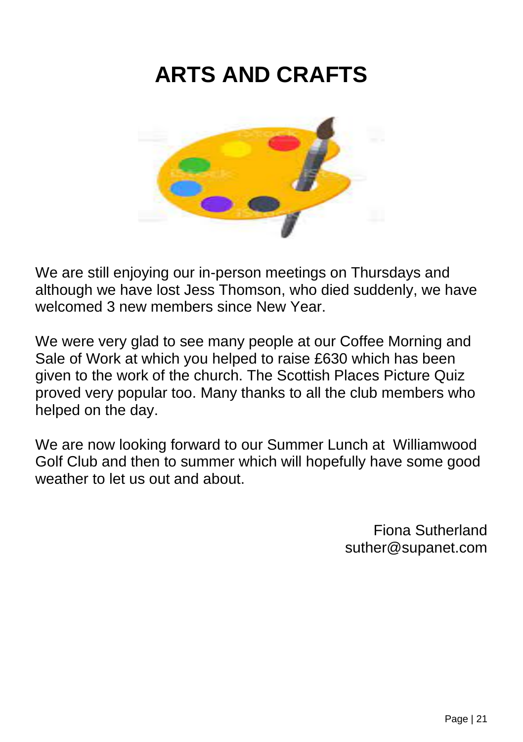# ARTS AND CRAFTS

We are still enjoying our in-person meetings on Thursdays and although we have lost Jess Thomson, who died suddenly, we have welcomed 3 new members since New Year.

We were very glad to see many people at our Coffee Morning and Sale of Work at which you helped to raise £630 which has been given to the work of the church. The Scottish Places Picture Quiz proved very popular too. Many thanks to all the club members who helped on the day.

We are now looking forward to our Summer Lunch at Williamwood Golf Club and then to summer which will hopefully have some good weather to let us out and about.

Fiona Sutherland
suther@supanet.com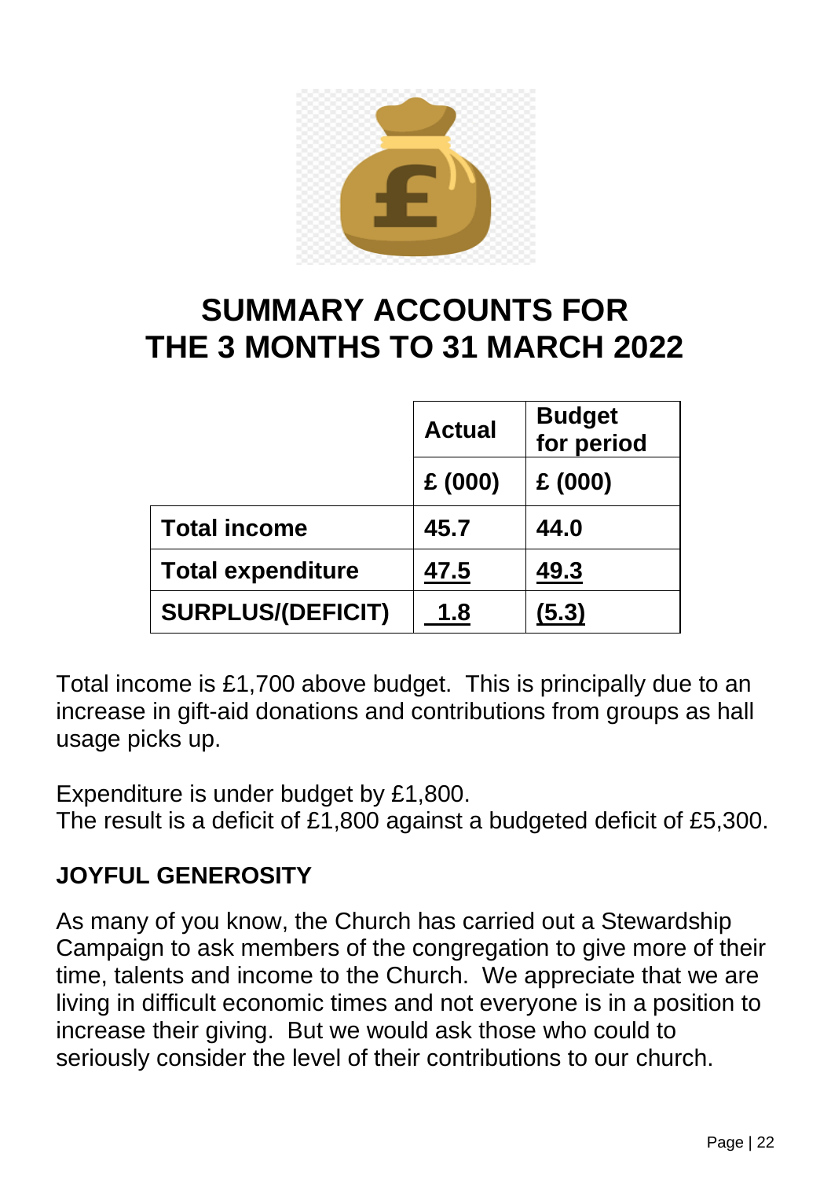# SUMMARY ACCOUNTS FOR THE 3 MONTHS TO 31 MARCH 2022

| | Actual | Budget for period |
|---|---|---|
| | **£ (000)** | **£ (000)** |
| **Total income** | **45.7** | **44.0** |
| **Total expenditure** | **47.5** | **49.3** |
| **SURPLUS/(DEFICIT)** | **1.8** | **(5.3)** |

Total income is £1,700 above budget. This is principally due to an increase in gift-aid donations and contributions from groups as hall usage picks up.

Expenditure is under budget by £1,800.
The result is a deficit of £1,800 against a budgeted deficit of £5,300.

## JOYFUL GENEROSITY

As many of you know, the Church has carried out a Stewardship Campaign to ask members of the congregation to give more of their time, talents and income to the Church. We appreciate that we are living in difficult economic times and not everyone is in a position to increase their giving. But we would ask those who could to seriously consider the level of their contributions to our church.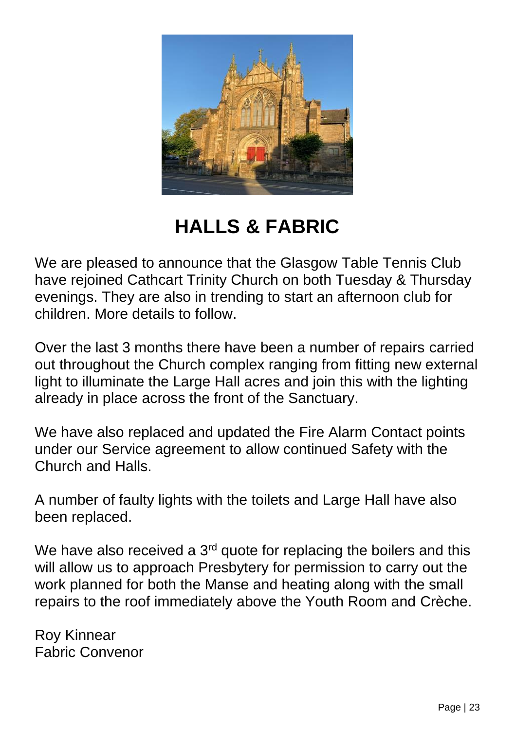# HALLS & FABRIC

We are pleased to announce that the Glasgow Table Tennis Club have rejoined Cathcart Trinity Church on both Tuesday & Thursday evenings. They are also in trending to start an afternoon club for children. More details to follow.

Over the last 3 months there have been a number of repairs carried out throughout the Church complex ranging from fitting new external light to illuminate the Large Hall acres and join this with the lighting already in place across the front of the Sanctuary.

We have also replaced and updated the Fire Alarm Contact points under our Service agreement to allow continued Safety with the Church and Halls.

A number of faulty lights with the toilets and Large Hall have also been replaced.

We have also received a 3rd quote for replacing the boilers and this will allow us to approach Presbytery for permission to carry out the work planned for both the Manse and heating along with the small repairs to the roof immediately above the Youth Room and Crèche.

Roy Kinnear
Fabric Convenor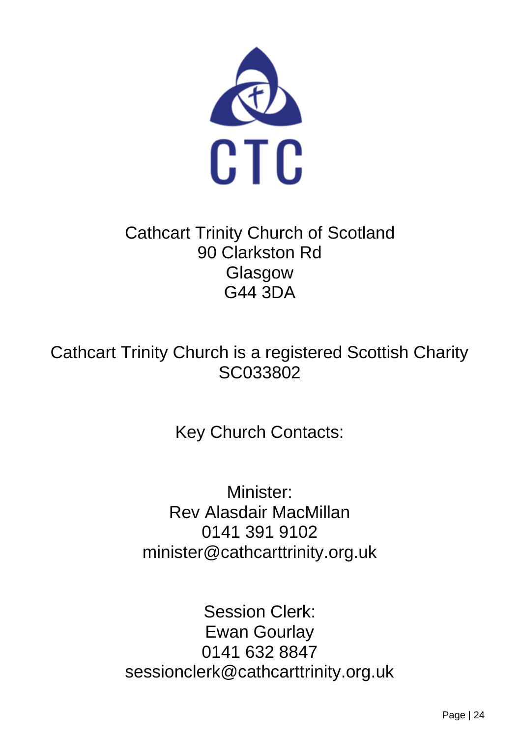CTC

Cathcart Trinity Church of Scotland
90 Clarkston Rd
Glasgow
G44 3DA

Cathcart Trinity Church is a registered Scottish Charity
SC033802

Key Church Contacts:

Minister:
Rev Alasdair MacMillan
0141 391 9102
minister@cathcarttrinity.org.uk

Session Clerk:
Ewan Gourlay
0141 632 8847
sessionclerk@cathcarttrinity.org.uk